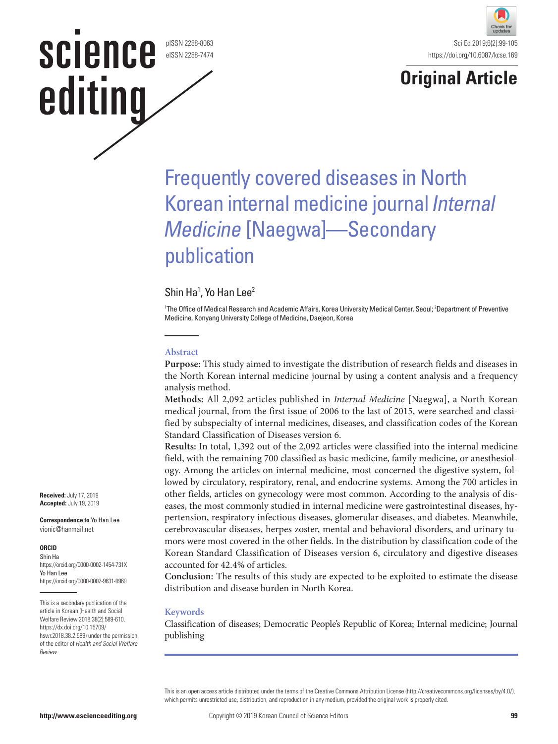Original Article

# Frequently covered diseases in North Korean internal medicine journal *Internal Medicine* [Naegwa]—Secondary publication

Shin Ha[1], Yo Han Lee[2]

[1]The Office of Medical Research and Academic Affairs, Korea University Medical Center, Seoul; [2]Department of Preventive Medicine, Konyang University College of Medicine, Daejeon, Korea

## Abstract

**Purpose:** This study aimed to investigate the distribution of research fields and diseases in the North Korean internal medicine journal by using a content analysis and a frequency analysis method.

**Methods:** All 2,092 articles published in *Internal Medicine* [Naegwa], a North Korean medical journal, from the first issue of 2006 to the last of 2015, were searched and classified by subspecialty of internal medicines, diseases, and classification codes of the Korean Standard Classification of Diseases version 6.

**Results:** In total, 1,392 out of the 2,092 articles were classified into the internal medicine field, with the remaining 700 classified as basic medicine, family medicine, or anesthesiology. Among the articles on internal medicine, most concerned the digestive system, followed by circulatory, respiratory, renal, and endocrine systems. Among the 700 articles in other fields, articles on gynecology were most common. According to the analysis of diseases, the most commonly studied in internal medicine were gastrointestinal diseases, hypertension, respiratory infectious diseases, glomerular diseases, and diabetes. Meanwhile, cerebrovascular diseases, herpes zoster, mental and behavioral disorders, and urinary tumors were most covered in the other fields. In the distribution by classification code of the Korean Standard Classification of Diseases version 6, circulatory and digestive diseases accounted for 42.4% of articles.

**Conclusion:** The results of this study are expected to be exploited to estimate the disease distribution and disease burden in North Korea.

## Keywords

Classification of diseases; Democratic People's Republic of Korea; Internal medicine; Journal publishing

**Received:** July 17, 2019
**Accepted:** July 19, 2019

**Correspondence to** Yo Han Lee
vionic@hanmail.net

**ORCID**
Shin Ha
https://orcid.org/0000-0002-1454-731X
Yo Han Lee
https://orcid.org/0000-0002-9631-9969

This is a secondary publication of the article in Korean (Health and Social Welfare Review 2018;38(2):589-610. https://dx.doi.org/10.15709/hswr.2018.38.2.589) under the permission of the editor of *Health and Social Welfare Review*.

This is an open access article distributed under the terms of the Creative Commons Attribution License (http://creativecommons.org/licenses/by/4.0/), which permits unrestricted use, distribution, and reproduction in any medium, provided the original work is properly cited.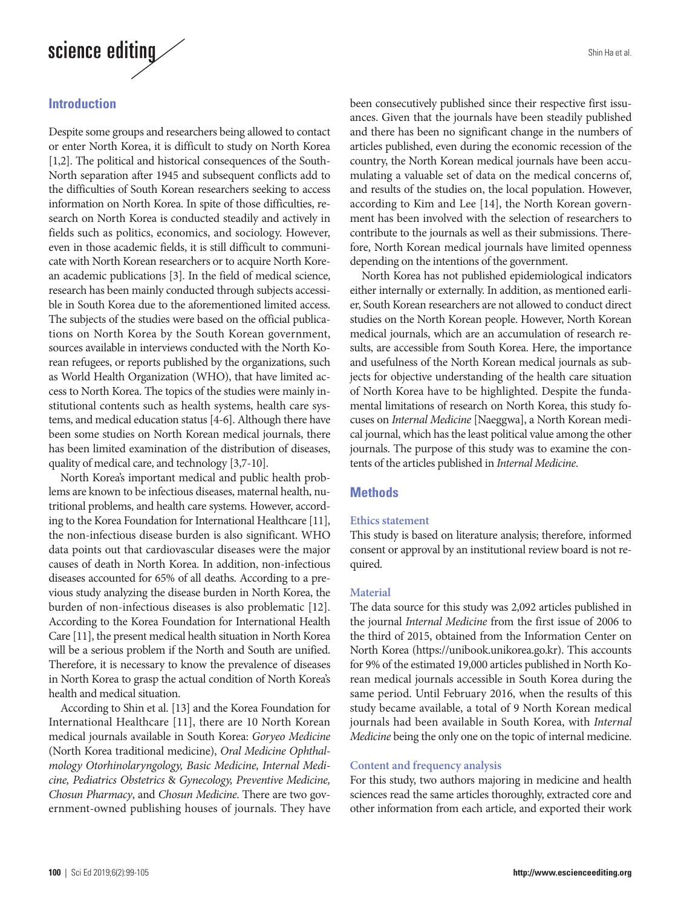## Introduction

Despite some groups and researchers being allowed to contact or enter North Korea, it is difficult to study on North Korea [1,2]. The political and historical consequences of the South-North separation after 1945 and subsequent conflicts add to the difficulties of South Korean researchers seeking to access information on North Korea. In spite of those difficulties, research on North Korea is conducted steadily and actively in fields such as politics, economics, and sociology. However, even in those academic fields, it is still difficult to communicate with North Korean researchers or to acquire North Korean academic publications [3]. In the field of medical science, research has been mainly conducted through subjects accessible in South Korea due to the aforementioned limited access. The subjects of the studies were based on the official publications on North Korea by the South Korean government, sources available in interviews conducted with the North Korean refugees, or reports published by the organizations, such as World Health Organization (WHO), that have limited access to North Korea. The topics of the studies were mainly institutional contents such as health systems, health care systems, and medical education status [4-6]. Although there have been some studies on North Korean medical journals, there has been limited examination of the distribution of diseases, quality of medical care, and technology [3,7-10].

North Korea's important medical and public health problems are known to be infectious diseases, maternal health, nutritional problems, and health care systems. However, according to the Korea Foundation for International Healthcare [11], the non-infectious disease burden is also significant. WHO data points out that cardiovascular diseases were the major causes of death in North Korea. In addition, non-infectious diseases accounted for 65% of all deaths. According to a previous study analyzing the disease burden in North Korea, the burden of non-infectious diseases is also problematic [12]. According to the Korea Foundation for International Health Care [11], the present medical health situation in North Korea will be a serious problem if the North and South are unified. Therefore, it is necessary to know the prevalence of diseases in North Korea to grasp the actual condition of North Korea's health and medical situation.

According to Shin et al. [13] and the Korea Foundation for International Healthcare [11], there are 10 North Korean medical journals available in South Korea: *Goryeo Medicine* (North Korea traditional medicine), *Oral Medicine Ophthalmology Otorhinolaryngology, Basic Medicine, Internal Medicine, Pediatrics Obstetrics & Gynecology, Preventive Medicine, Chosun Pharmacy*, and *Chosun Medicine*. There are two government-owned publishing houses of journals. They have been consecutively published since their respective first issuances. Given that the journals have been steadily published and there has been no significant change in the numbers of articles published, even during the economic recession of the country, the North Korean medical journals have been accumulating a valuable set of data on the medical concerns of, and results of the studies on, the local population. However, according to Kim and Lee [14], the North Korean government has been involved with the selection of researchers to contribute to the journals as well as their submissions. Therefore, North Korean medical journals have limited openness depending on the intentions of the government.

North Korea has not published epidemiological indicators either internally or externally. In addition, as mentioned earlier, South Korean researchers are not allowed to conduct direct studies on the North Korean people. However, North Korean medical journals, which are an accumulation of research results, are accessible from South Korea. Here, the importance and usefulness of the North Korean medical journals as subjects for objective understanding of the health care situation of North Korea have to be highlighted. Despite the fundamental limitations of research on North Korea, this study focuses on *Internal Medicine* [Naeggwa], a North Korean medical journal, which has the least political value among the other journals. The purpose of this study was to examine the contents of the articles published in *Internal Medicine*.

## Methods

### Ethics statement

This study is based on literature analysis; therefore, informed consent or approval by an institutional review board is not required.

### Material

The data source for this study was 2,092 articles published in the journal *Internal Medicine* from the first issue of 2006 to the third of 2015, obtained from the Information Center on North Korea (https://unibook.unikorea.go.kr). This accounts for 9% of the estimated 19,000 articles published in North Korean medical journals accessible in South Korea during the same period. Until February 2016, when the results of this study became available, a total of 9 North Korean medical journals had been available in South Korea, with *Internal Medicine* being the only one on the topic of internal medicine.

### Content and frequency analysis

For this study, two authors majoring in medicine and health sciences read the same articles thoroughly, extracted core and other information from each article, and exported their work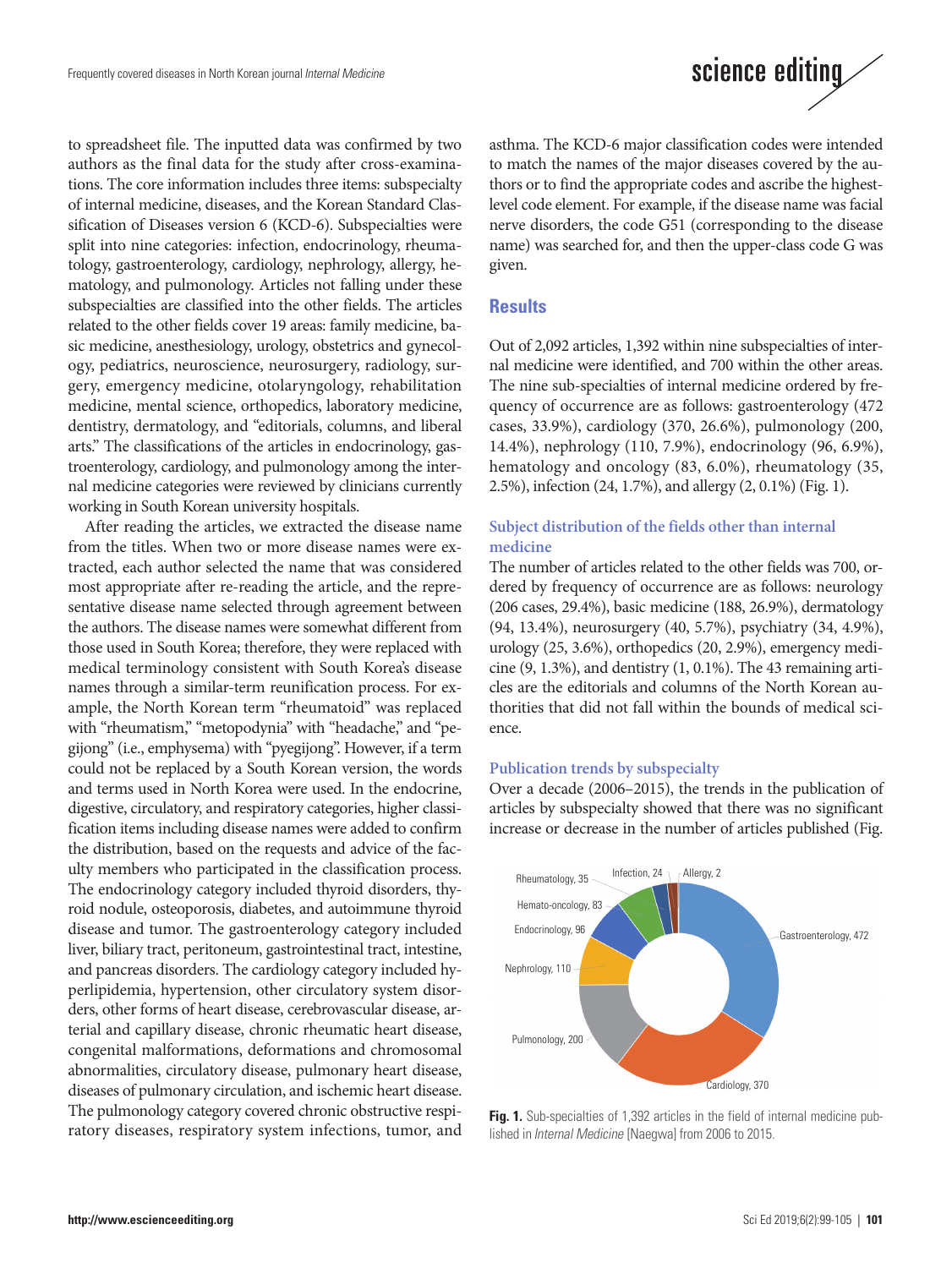to spreadsheet file. The inputted data was confirmed by two authors as the final data for the study after cross-examinations. The core information includes three items: subspecialty of internal medicine, diseases, and the Korean Standard Classification of Diseases version 6 (KCD-6). Subspecialties were split into nine categories: infection, endocrinology, rheumatology, gastroenterology, cardiology, nephrology, allergy, hematology, and pulmonology. Articles not falling under these subspecialties are classified into the other fields. The articles related to the other fields cover 19 areas: family medicine, basic medicine, anesthesiology, urology, obstetrics and gynecology, pediatrics, neuroscience, neurosurgery, radiology, surgery, emergency medicine, otolaryngology, rehabilitation medicine, mental science, orthopedics, laboratory medicine, dentistry, dermatology, and "editorials, columns, and liberal arts." The classifications of the articles in endocrinology, gastroenterology, cardiology, and pulmonology among the internal medicine categories were reviewed by clinicians currently working in South Korean university hospitals.

After reading the articles, we extracted the disease name from the titles. When two or more disease names were extracted, each author selected the name that was considered most appropriate after re-reading the article, and the representative disease name selected through agreement between the authors. The disease names were somewhat different from those used in South Korea; therefore, they were replaced with medical terminology consistent with South Korea's disease names through a similar-term reunification process. For example, the North Korean term "rheumatoid" was replaced with "rheumatism," "metopodynia" with "headache," and "pegijong" (i.e., emphysema) with "pyegijong". However, if a term could not be replaced by a South Korean version, the words and terms used in North Korea were used. In the endocrine, digestive, circulatory, and respiratory categories, higher classification items including disease names were added to confirm the distribution, based on the requests and advice of the faculty members who participated in the classification process. The endocrinology category included thyroid disorders, thyroid nodule, osteoporosis, diabetes, and autoimmune thyroid disease and tumor. The gastroenterology category included liver, biliary tract, peritoneum, gastrointestinal tract, intestine, and pancreas disorders. The cardiology category included hyperlipidemia, hypertension, other circulatory system disorders, other forms of heart disease, cerebrovascular disease, arterial and capillary disease, chronic rheumatic heart disease, congenital malformations, deformations and chromosomal abnormalities, circulatory disease, pulmonary heart disease, diseases of pulmonary circulation, and ischemic heart disease. The pulmonology category covered chronic obstructive respiratory diseases, respiratory system infections, tumor, and asthma. The KCD-6 major classification codes were intended to match the names of the major diseases covered by the authors or to find the appropriate codes and ascribe the highest-level code element. For example, if the disease name was facial nerve disorders, the code G51 (corresponding to the disease name) was searched for, and then the upper-class code G was given.

## Results

Out of 2,092 articles, 1,392 within nine subspecialties of internal medicine were identified, and 700 within the other areas. The nine sub-specialties of internal medicine ordered by frequency of occurrence are as follows: gastroenterology (472 cases, 33.9%), cardiology (370, 26.6%), pulmonology (200, 14.4%), nephrology (110, 7.9%), endocrinology (96, 6.9%), hematology and oncology (83, 6.0%), rheumatology (35, 2.5%), infection (24, 1.7%), and allergy (2, 0.1%) (Fig. 1).

### Subject distribution of the fields other than internal medicine

The number of articles related to the other fields was 700, ordered by frequency of occurrence are as follows: neurology (206 cases, 29.4%), basic medicine (188, 26.9%), dermatology (94, 13.4%), neurosurgery (40, 5.7%), psychiatry (34, 4.9%), urology (25, 3.6%), orthopedics (20, 2.9%), emergency medicine (9, 1.3%), and dentistry (1, 0.1%). The 43 remaining articles are the editorials and columns of the North Korean authorities that did not fall within the bounds of medical science.

### Publication trends by subspecialty

Over a decade (2006–2015), the trends in the publication of articles by subspecialty showed that there was no significant increase or decrease in the number of articles published (Fig.

Rheumatology, 35; Infection, 24; Allergy, 2; Hemato-oncology, 83; Endocrinology, 96; Nephrology, 110; Pulmonology, 200; Cardiology, 370; Gastroenterology, 472

**Fig. 1.** Sub-specialties of 1,392 articles in the field of internal medicine published in *Internal Medicine* [Naegwa] from 2006 to 2015.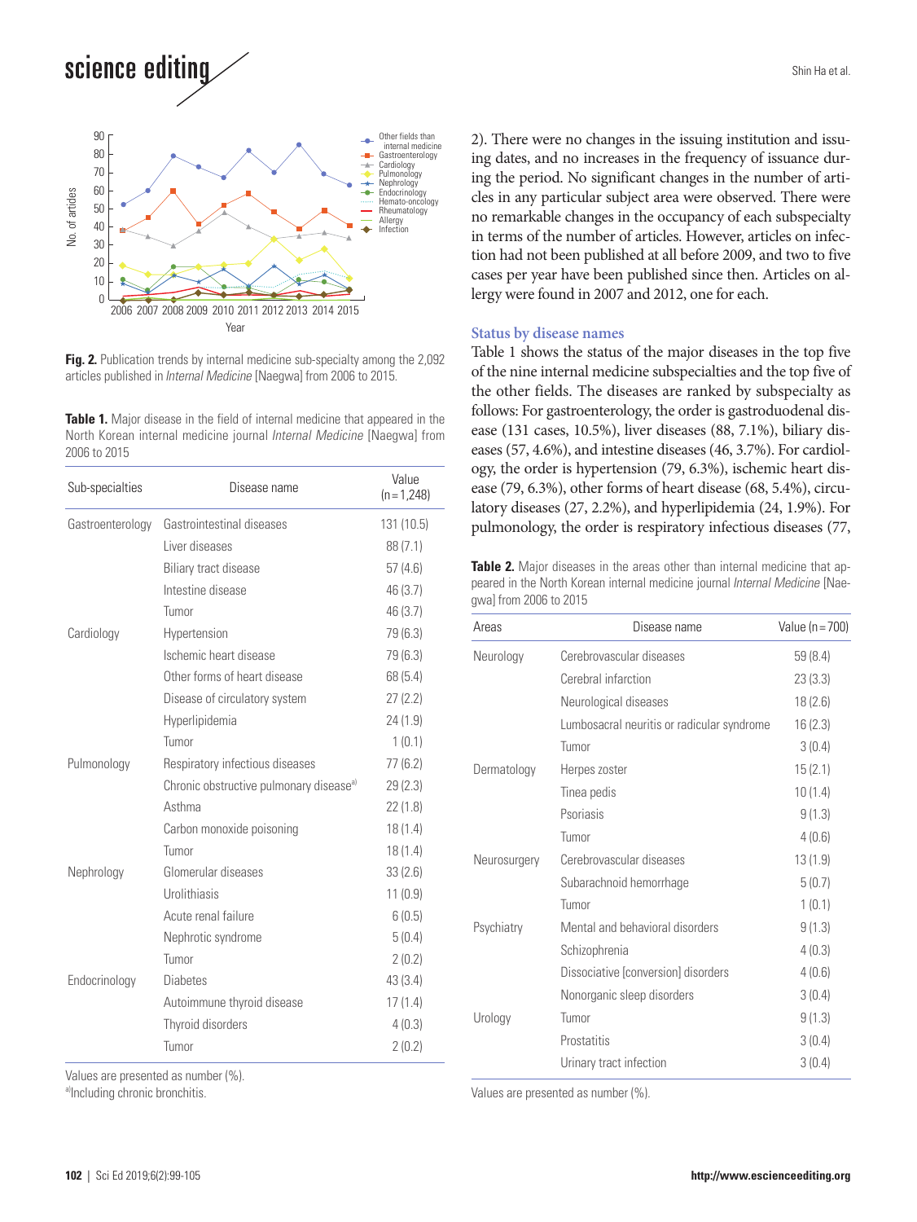Fig. 2. Publication trends by internal medicine sub-specialty among the 2,092 articles published in *Internal Medicine* [Naegwa] from 2006 to 2015.

**Table 1.** Major disease in the field of internal medicine that appeared in the North Korean internal medicine journal *Internal Medicine* [Naegwa] from 2006 to 2015

| Sub-specialties | Disease name | Value (n = 1,248) |
|---|---|---|
| Gastroenterology | Gastrointestinal diseases | 131 (10.5) |
| | Liver diseases | 88 (7.1) |
| | Biliary tract disease | 57 (4.6) |
| | Intestine disease | 46 (3.7) |
| | Tumor | 46 (3.7) |
| Cardiology | Hypertension | 79 (6.3) |
| | Ischemic heart disease | 79 (6.3) |
| | Other forms of heart disease | 68 (5.4) |
| | Disease of circulatory system | 27 (2.2) |
| | Hyperlipidemia | 24 (1.9) |
| | Tumor | 1 (0.1) |
| Pulmonology | Respiratory infectious diseases | 77 (6.2) |
| | Chronic obstructive pulmonary disease[a] | 29 (2.3) |
| | Asthma | 22 (1.8) |
| | Carbon monoxide poisoning | 18 (1.4) |
| | Tumor | 18 (1.4) |
| Nephrology | Glomerular diseases | 33 (2.6) |
| | Urolithiasis | 11 (0.9) |
| | Acute renal failure | 6 (0.5) |
| | Nephrotic syndrome | 5 (0.4) |
| | Tumor | 2 (0.2) |
| Endocrinology | Diabetes | 43 (3.4) |
| | Autoimmune thyroid disease | 17 (1.4) |
| | Thyroid disorders | 4 (0.3) |
| | Tumor | 2 (0.2) |

Values are presented as number (%).
[a]Including chronic bronchitis.

2). There were no changes in the issuing institution and issuing dates, and no increases in the frequency of issuance during the period. No significant changes in the number of articles in any particular subject area were observed. There were no remarkable changes in the occupancy of each subspecialty in terms of the number of articles. However, articles on infection had not been published at all before 2009, and two to five cases per year have been published since then. Articles on allergy were found in 2007 and 2012, one for each.

### Status by disease names

Table 1 shows the status of the major diseases in the top five of the nine internal medicine subspecialties and the top five of the other fields. The diseases are ranked by subspecialty as follows: For gastroenterology, the order is gastroduodenal disease (131 cases, 10.5%), liver diseases (88, 7.1%), biliary diseases (57, 4.6%), and intestine diseases (46, 3.7%). For cardiology, the order is hypertension (79, 6.3%), ischemic heart disease (79, 6.3%), other forms of heart disease (68, 5.4%), circulatory diseases (27, 2.2%), and hyperlipidemia (24, 1.9%). For pulmonology, the order is respiratory infectious diseases (77,

**Table 2.** Major diseases in the areas other than internal medicine that appeared in the North Korean internal medicine journal *Internal Medicine* [Naegwa] from 2006 to 2015

| Areas | Disease name | Value (n = 700) |
|---|---|---|
| Neurology | Cerebrovascular diseases | 59 (8.4) |
| | Cerebral infarction | 23 (3.3) |
| | Neurological diseases | 18 (2.6) |
| | Lumbosacral neuritis or radicular syndrome | 16 (2.3) |
| | Tumor | 3 (0.4) |
| Dermatology | Herpes zoster | 15 (2.1) |
| | Tinea pedis | 10 (1.4) |
| | Psoriasis | 9 (1.3) |
| | Tumor | 4 (0.6) |
| Neurosurgery | Cerebrovascular diseases | 13 (1.9) |
| | Subarachnoid hemorrhage | 5 (0.7) |
| | Tumor | 1 (0.1) |
| Psychiatry | Mental and behavioral disorders | 9 (1.3) |
| | Schizophrenia | 4 (0.3) |
| | Dissociative [conversion] disorders | 4 (0.6) |
| | Nonorganic sleep disorders | 3 (0.4) |
| Urology | Tumor | 9 (1.3) |
| | Prostatitis | 3 (0.4) |
| | Urinary tract infection | 3 (0.4) |

Values are presented as number (%).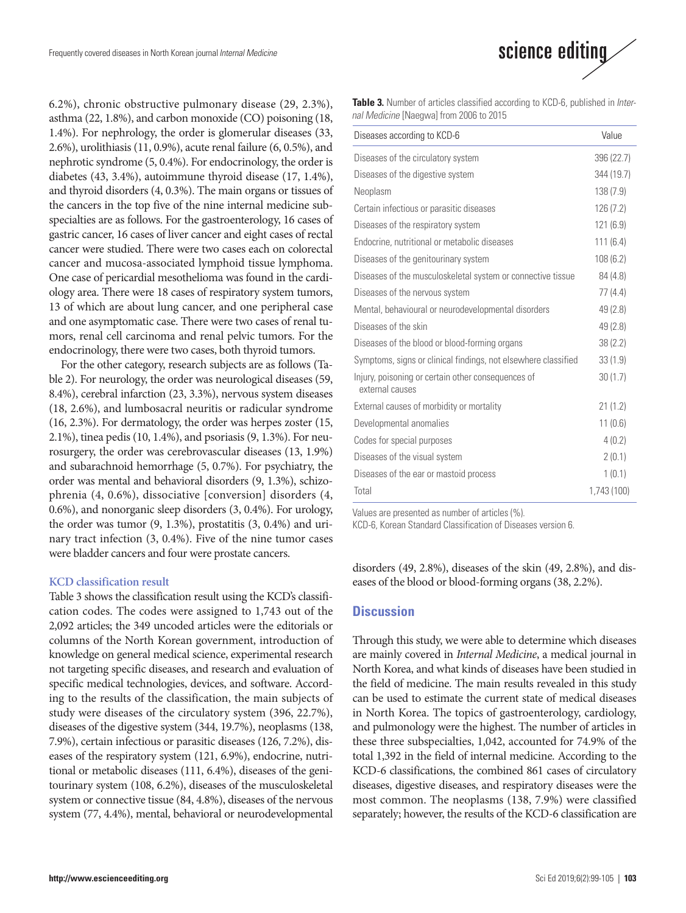6.2%), chronic obstructive pulmonary disease (29, 2.3%), asthma (22, 1.8%), and carbon monoxide (CO) poisoning (18, 1.4%). For nephrology, the order is glomerular diseases (33, 2.6%), urolithiasis (11, 0.9%), acute renal failure (6, 0.5%), and nephrotic syndrome (5, 0.4%). For endocrinology, the order is diabetes (43, 3.4%), autoimmune thyroid disease (17, 1.4%), and thyroid disorders (4, 0.3%). The main organs or tissues of the cancers in the top five of the nine internal medicine subspecialties are as follows. For the gastroenterology, 16 cases of gastric cancer, 16 cases of liver cancer and eight cases of rectal cancer were studied. There were two cases each on colorectal cancer and mucosa-associated lymphoid tissue lymphoma. One case of pericardial mesothelioma was found in the cardiology area. There were 18 cases of respiratory system tumors, 13 of which are about lung cancer, and one peripheral case and one asymptomatic case. There were two cases of renal tumors, renal cell carcinoma and renal pelvic tumors. For the endocrinology, there were two cases, both thyroid tumors.

For the other category, research subjects are as follows (Table 2). For neurology, the order was neurological diseases (59, 8.4%), cerebral infarction (23, 3.3%), nervous system diseases (18, 2.6%), and lumbosacral neuritis or radicular syndrome (16, 2.3%). For dermatology, the order was herpes zoster (15, 2.1%), tinea pedis (10, 1.4%), and psoriasis (9, 1.3%). For neurosurgery, the order was cerebrovascular diseases (13, 1.9%) and subarachnoid hemorrhage (5, 0.7%). For psychiatry, the order was mental and behavioral disorders (9, 1.3%), schizophrenia (4, 0.6%), dissociative [conversion] disorders (4, 0.6%), and nonorganic sleep disorders (3, 0.4%). For urology, the order was tumor (9, 1.3%), prostatitis (3, 0.4%) and urinary tract infection (3, 0.4%). Five of the nine tumor cases were bladder cancers and four were prostate cancers.

### KCD classification result

Table 3 shows the classification result using the KCD's classification codes. The codes were assigned to 1,743 out of the 2,092 articles; the 349 uncoded articles were the editorials or columns of the North Korean government, introduction of knowledge on general medical science, experimental research not targeting specific diseases, and research and evaluation of specific medical technologies, devices, and software. According to the results of the classification, the main subjects of study were diseases of the circulatory system (396, 22.7%), diseases of the digestive system (344, 19.7%), neoplasms (138, 7.9%), certain infectious or parasitic diseases (126, 7.2%), diseases of the respiratory system (121, 6.9%), endocrine, nutritional or metabolic diseases (111, 6.4%), diseases of the genitourinary system (108, 6.2%), diseases of the musculoskeletal system or connective tissue (84, 4.8%), diseases of the nervous system (77, 4.4%), mental, behavioral or neurodevelopmental disorders (49, 2.8%), diseases of the skin (49, 2.8%), and diseases of the blood or blood-forming organs (38, 2.2%).

**Table 3.** Number of articles classified according to KCD-6, published in *Internal Medicine* [Naegwa] from 2006 to 2015

| Diseases according to KCD-6 | Value |
|---|---|
| Diseases of the circulatory system | 396 (22.7) |
| Diseases of the digestive system | 344 (19.7) |
| Neoplasm | 138 (7.9) |
| Certain infectious or parasitic diseases | 126 (7.2) |
| Diseases of the respiratory system | 121 (6.9) |
| Endocrine, nutritional or metabolic diseases | 111 (6.4) |
| Diseases of the genitourinary system | 108 (6.2) |
| Diseases of the musculoskeletal system or connective tissue | 84 (4.8) |
| Diseases of the nervous system | 77 (4.4) |
| Mental, behavioural or neurodevelopmental disorders | 49 (2.8) |
| Diseases of the skin | 49 (2.8) |
| Diseases of the blood or blood-forming organs | 38 (2.2) |
| Symptoms, signs or clinical findings, not elsewhere classified | 33 (1.9) |
| Injury, poisoning or certain other consequences of external causes | 30 (1.7) |
| External causes of morbidity or mortality | 21 (1.2) |
| Developmental anomalies | 11 (0.6) |
| Codes for special purposes | 4 (0.2) |
| Diseases of the visual system | 2 (0.1) |
| Diseases of the ear or mastoid process | 1 (0.1) |
| Total | 1,743 (100) |

Values are presented as number of articles (%).
KCD-6, Korean Standard Classification of Diseases version 6.

## Discussion

Through this study, we were able to determine which diseases are mainly covered in *Internal Medicine*, a medical journal in North Korea, and what kinds of diseases have been studied in the field of medicine. The main results revealed in this study can be used to estimate the current state of medical diseases in North Korea. The topics of gastroenterology, cardiology, and pulmonology were the highest. The number of articles in these three subspecialties, 1,042, accounted for 74.9% of the total 1,392 in the field of internal medicine. According to the KCD-6 classifications, the combined 861 cases of circulatory diseases, digestive diseases, and respiratory diseases were the most common. The neoplasms (138, 7.9%) were classified separately; however, the results of the KCD-6 classification are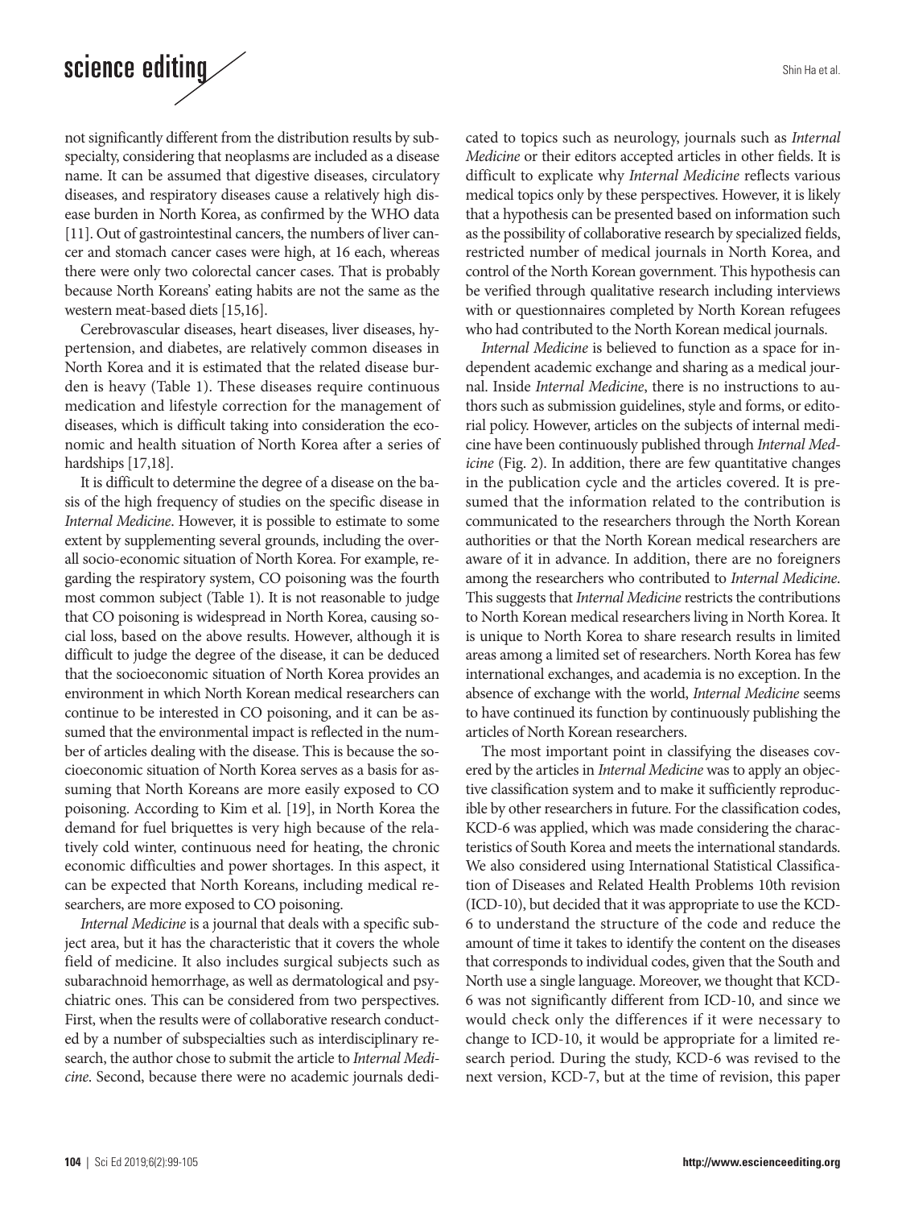not significantly different from the distribution results by subspecialty, considering that neoplasms are included as a disease name. It can be assumed that digestive diseases, circulatory diseases, and respiratory diseases cause a relatively high disease burden in North Korea, as confirmed by the WHO data [11]. Out of gastrointestinal cancers, the numbers of liver cancer and stomach cancer cases were high, at 16 each, whereas there were only two colorectal cancer cases. That is probably because North Koreans' eating habits are not the same as the western meat-based diets [15,16].

Cerebrovascular diseases, heart diseases, liver diseases, hypertension, and diabetes, are relatively common diseases in North Korea and it is estimated that the related disease burden is heavy (Table 1). These diseases require continuous medication and lifestyle correction for the management of diseases, which is difficult taking into consideration the economic and health situation of North Korea after a series of hardships [17,18].

It is difficult to determine the degree of a disease on the basis of the high frequency of studies on the specific disease in *Internal Medicine*. However, it is possible to estimate to some extent by supplementing several grounds, including the overall socio-economic situation of North Korea. For example, regarding the respiratory system, CO poisoning was the fourth most common subject (Table 1). It is not reasonable to judge that CO poisoning is widespread in North Korea, causing social loss, based on the above results. However, although it is difficult to judge the degree of the disease, it can be deduced that the socioeconomic situation of North Korea provides an environment in which North Korean medical researchers can continue to be interested in CO poisoning, and it can be assumed that the environmental impact is reflected in the number of articles dealing with the disease. This is because the socioeconomic situation of North Korea serves as a basis for assuming that North Koreans are more easily exposed to CO poisoning. According to Kim et al. [19], in North Korea the demand for fuel briquettes is very high because of the relatively cold winter, continuous need for heating, the chronic economic difficulties and power shortages. In this aspect, it can be expected that North Koreans, including medical researchers, are more exposed to CO poisoning.

*Internal Medicine* is a journal that deals with a specific subject area, but it has the characteristic that it covers the whole field of medicine. It also includes surgical subjects such as subarachnoid hemorrhage, as well as dermatological and psychiatric ones. This can be considered from two perspectives. First, when the results were of collaborative research conducted by a number of subspecialties such as interdisciplinary research, the author chose to submit the article to *Internal Medicine*. Second, because there were no academic journals dedicated to topics such as neurology, journals such as *Internal Medicine* or their editors accepted articles in other fields. It is difficult to explicate why *Internal Medicine* reflects various medical topics only by these perspectives. However, it is likely that a hypothesis can be presented based on information such as the possibility of collaborative research by specialized fields, restricted number of medical journals in North Korea, and control of the North Korean government. This hypothesis can be verified through qualitative research including interviews with or questionnaires completed by North Korean refugees who had contributed to the North Korean medical journals.

*Internal Medicine* is believed to function as a space for independent academic exchange and sharing as a medical journal. Inside *Internal Medicine*, there is no instructions to authors such as submission guidelines, style and forms, or editorial policy. However, articles on the subjects of internal medicine have been continuously published through *Internal Medicine* (Fig. 2). In addition, there are few quantitative changes in the publication cycle and the articles covered. It is presumed that the information related to the contribution is communicated to the researchers through the North Korean authorities or that the North Korean medical researchers are aware of it in advance. In addition, there are no foreigners among the researchers who contributed to *Internal Medicine*. This suggests that *Internal Medicine* restricts the contributions to North Korean medical researchers living in North Korea. It is unique to North Korea to share research results in limited areas among a limited set of researchers. North Korea has few international exchanges, and academia is no exception. In the absence of exchange with the world, *Internal Medicine* seems to have continued its function by continuously publishing the articles of North Korean researchers.

The most important point in classifying the diseases covered by the articles in *Internal Medicine* was to apply an objective classification system and to make it sufficiently reproducible by other researchers in future. For the classification codes, KCD-6 was applied, which was made considering the characteristics of South Korea and meets the international standards. We also considered using International Statistical Classification of Diseases and Related Health Problems 10th revision (ICD-10), but decided that it was appropriate to use the KCD-6 to understand the structure of the code and reduce the amount of time it takes to identify the content on the diseases that corresponds to individual codes, given that the South and North use a single language. Moreover, we thought that KCD-6 was not significantly different from ICD-10, and since we would check only the differences if it were necessary to change to ICD-10, it would be appropriate for a limited research period. During the study, KCD-6 was revised to the next version, KCD-7, but at the time of revision, this paper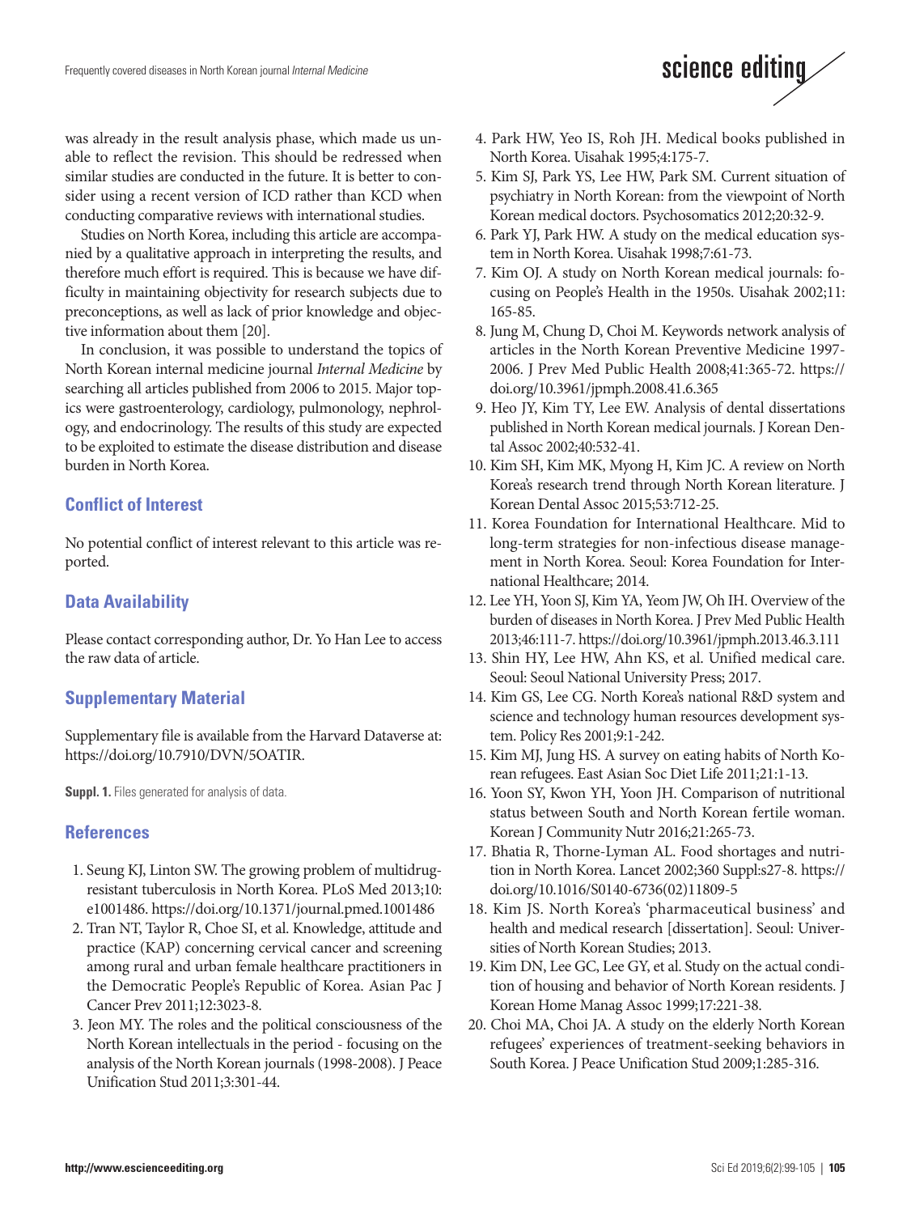was already in the result analysis phase, which made us unable to reflect the revision. This should be redressed when similar studies are conducted in the future. It is better to consider using a recent version of ICD rather than KCD when conducting comparative reviews with international studies.

Studies on North Korea, including this article are accompanied by a qualitative approach in interpreting the results, and therefore much effort is required. This is because we have difficulty in maintaining objectivity for research subjects due to preconceptions, as well as lack of prior knowledge and objective information about them [20].

In conclusion, it was possible to understand the topics of North Korean internal medicine journal *Internal Medicine* by searching all articles published from 2006 to 2015. Major topics were gastroenterology, cardiology, pulmonology, nephrology, and endocrinology. The results of this study are expected to be exploited to estimate the disease distribution and disease burden in North Korea.

## Conflict of Interest

No potential conflict of interest relevant to this article was reported.

## Data Availability

Please contact corresponding author, Dr. Yo Han Lee to access the raw data of article.

## Supplementary Material

Supplementary file is available from the Harvard Dataverse at: https://doi.org/10.7910/DVN/5OATIR.

**Suppl. 1.** Files generated for analysis of data.

## References

1. Seung KJ, Linton SW. The growing problem of multidrug-resistant tuberculosis in North Korea. PLoS Med 2013;10:e1001486. https://doi.org/10.1371/journal.pmed.1001486
2. Tran NT, Taylor R, Choe SI, et al. Knowledge, attitude and practice (KAP) concerning cervical cancer and screening among rural and urban female healthcare practitioners in the Democratic People's Republic of Korea. Asian Pac J Cancer Prev 2011;12:3023-8.
3. Jeon MY. The roles and the political consciousness of the North Korean intellectuals in the period - focusing on the analysis of the North Korean journals (1998-2008). J Peace Unification Stud 2011;3:301-44.
4. Park HW, Yeo IS, Roh JH. Medical books published in North Korea. Uisahak 1995;4:175-7.
5. Kim SJ, Park YS, Lee HW, Park SM. Current situation of psychiatry in North Korean: from the viewpoint of North Korean medical doctors. Psychosomatics 2012;20:32-9.
6. Park YJ, Park HW. A study on the medical education system in North Korea. Uisahak 1998;7:61-73.
7. Kim OJ. A study on North Korean medical journals: focusing on People's Health in the 1950s. Uisahak 2002;11:165-85.
8. Jung M, Chung D, Choi M. Keywords network analysis of articles in the North Korean Preventive Medicine 1997-2006. J Prev Med Public Health 2008;41:365-72. https://doi.org/10.3961/jpmph.2008.41.6.365
9. Heo JY, Kim TY, Lee EW. Analysis of dental dissertations published in North Korean medical journals. J Korean Dental Assoc 2002;40:532-41.
10. Kim SH, Kim MK, Myong H, Kim JC. A review on North Korea's research trend through North Korean literature. J Korean Dental Assoc 2015;53:712-25.
11. Korea Foundation for International Healthcare. Mid to long-term strategies for non-infectious disease management in North Korea. Seoul: Korea Foundation for International Healthcare; 2014.
12. Lee YH, Yoon SJ, Kim YA, Yeom JW, Oh IH. Overview of the burden of diseases in North Korea. J Prev Med Public Health 2013;46:111-7. https://doi.org/10.3961/jpmph.2013.46.3.111
13. Shin HY, Lee HW, Ahn KS, et al. Unified medical care. Seoul: Seoul National University Press; 2017.
14. Kim GS, Lee CG. North Korea's national R&D system and science and technology human resources development system. Policy Res 2001;9:1-242.
15. Kim MJ, Jung HS. A survey on eating habits of North Korean refugees. East Asian Soc Diet Life 2011;21:1-13.
16. Yoon SY, Kwon YH, Yoon JH. Comparison of nutritional status between South and North Korean fertile woman. Korean J Community Nutr 2016;21:265-73.
17. Bhatia R, Thorne-Lyman AL. Food shortages and nutrition in North Korea. Lancet 2002;360 Suppl:s27-8. https://doi.org/10.1016/S0140-6736(02)11809-5
18. Kim JS. North Korea's 'pharmaceutical business' and health and medical research [dissertation]. Seoul: Universities of North Korean Studies; 2013.
19. Kim DN, Lee GC, Lee GY, et al. Study on the actual condition of housing and behavior of North Korean residents. J Korean Home Manag Assoc 1999;17:221-38.
20. Choi MA, Choi JA. A study on the elderly North Korean refugees' experiences of treatment-seeking behaviors in South Korea. J Peace Unification Stud 2009;1:285-316.